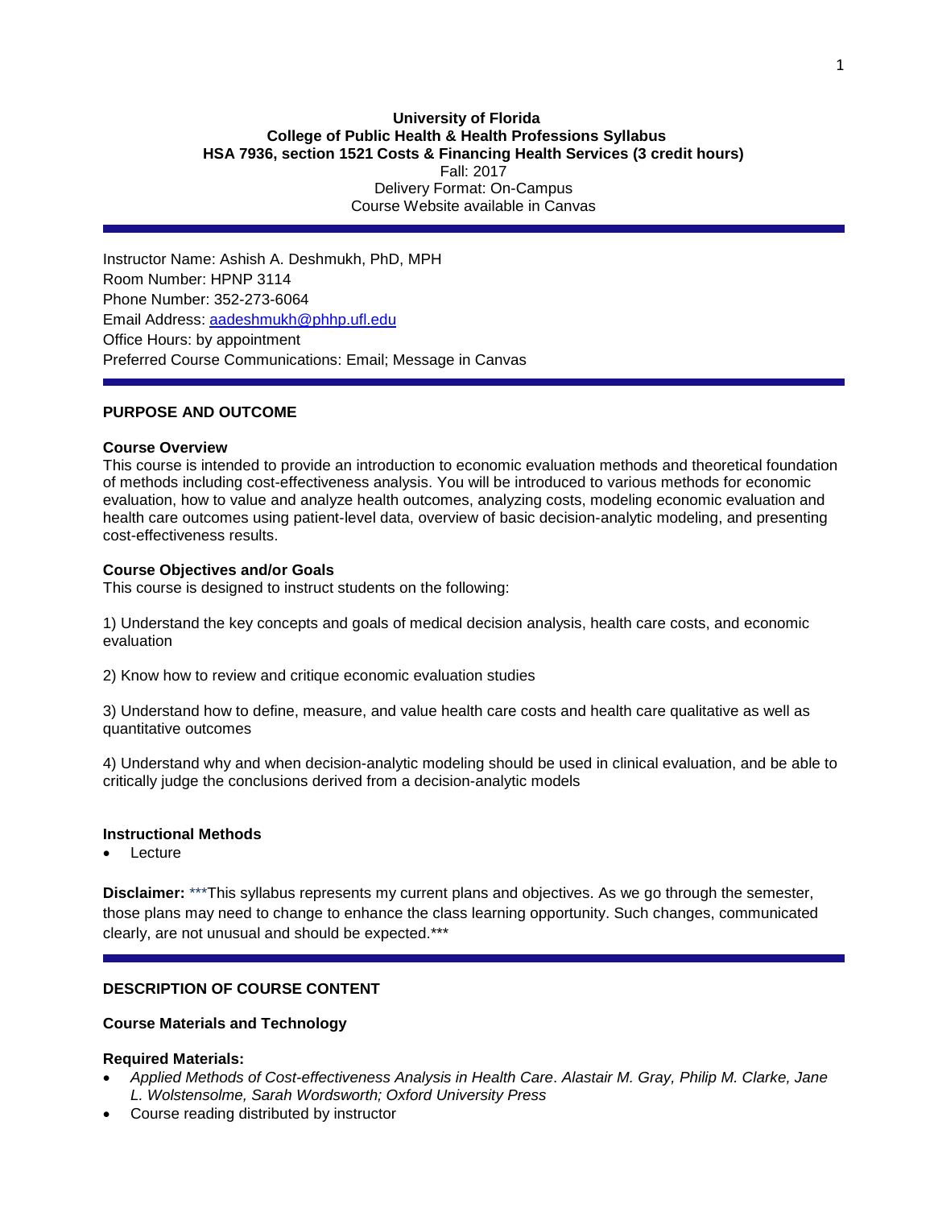**University of Florida**
**College of Public Health & Health Professions Syllabus**
**HSA 7936, section 1521 Costs & Financing Health Services (3 credit hours)**
Fall: 2017
Delivery Format: On-Campus
Course Website available in Canvas

---

Instructor Name: Ashish A. Deshmukh, PhD, MPH
Room Number: HPNP 3114
Phone Number: 352-273-6064
Email Address: [aadeshmukh@phhp.ufl.edu](mailto:aadeshmukh@phhp.ufl.edu)
Office Hours: by appointment
Preferred Course Communications: Email; Message in Canvas

---

## PURPOSE AND OUTCOME

### Course Overview

This course is intended to provide an introduction to economic evaluation methods and theoretical foundation of methods including cost-effectiveness analysis. You will be introduced to various methods for economic evaluation, how to value and analyze health outcomes, analyzing costs, modeling economic evaluation and health care outcomes using patient-level data, overview of basic decision-analytic modeling, and presenting cost-effectiveness results.

### Course Objectives and/or Goals

This course is designed to instruct students on the following:

1) Understand the key concepts and goals of medical decision analysis, health care costs, and economic evaluation

2) Know how to review and critique economic evaluation studies

3) Understand how to define, measure, and value health care costs and health care qualitative as well as quantitative outcomes

4) Understand why and when decision-analytic modeling should be used in clinical evaluation, and be able to critically judge the conclusions derived from a decision-analytic models

### Instructional Methods

- Lecture

**Disclaimer:** ***This syllabus represents my current plans and objectives. As we go through the semester, those plans may need to change to enhance the class learning opportunity. Such changes, communicated clearly, are not unusual and should be expected.***

---

## DESCRIPTION OF COURSE CONTENT

### Course Materials and Technology

**Required Materials:**

- *Applied Methods of Cost-effectiveness Analysis in Health Care. Alastair M. Gray, Philip M. Clarke, Jane L. Wolstensolme, Sarah Wordsworth; Oxford University Press*
- Course reading distributed by instructor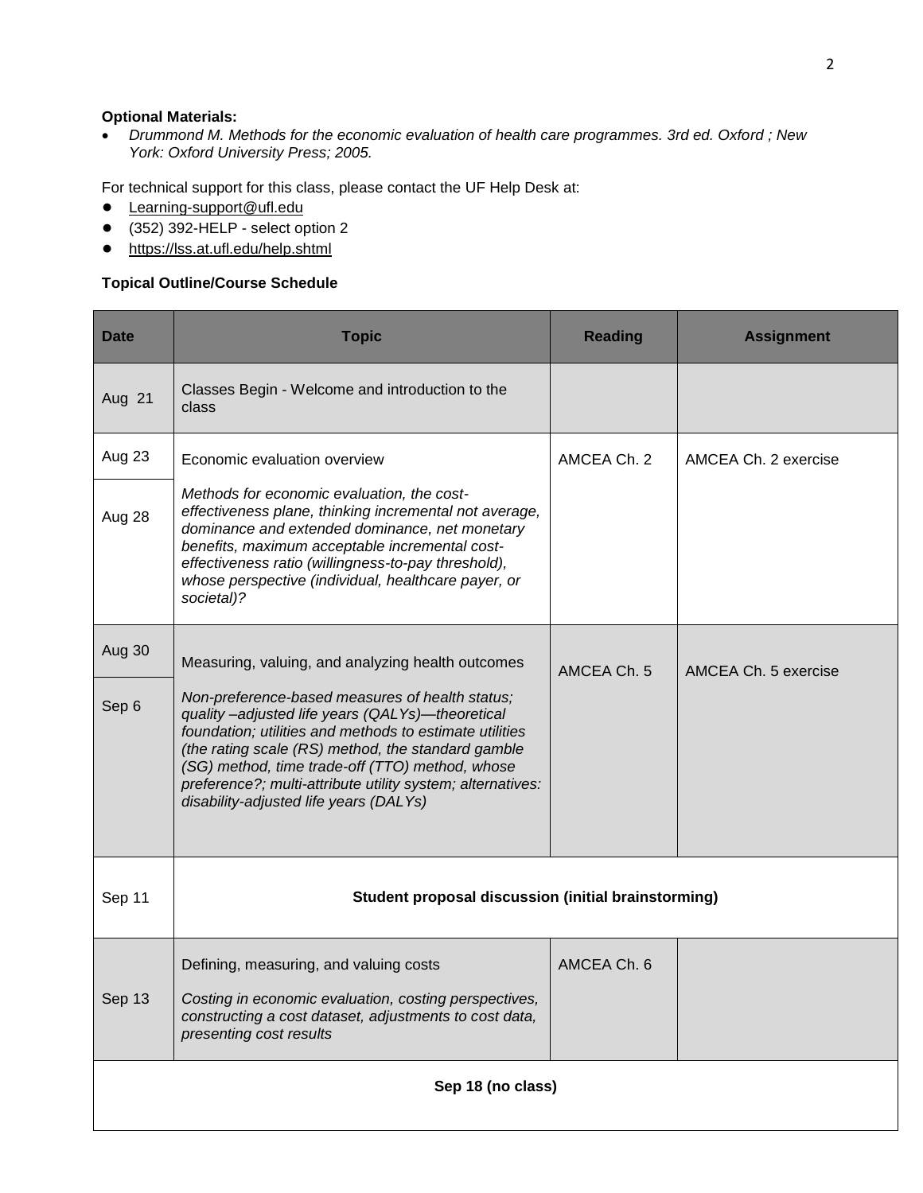**Optional Materials:**

- *Drummond M. Methods for the economic evaluation of health care programmes. 3rd ed. Oxford ; New York: Oxford University Press; 2005.*

For technical support for this class, please contact the UF Help Desk at:

- Learning-support@ufl.edu
- (352) 392-HELP - select option 2
- https://lss.at.ufl.edu/help.shtml

**Topical Outline/Course Schedule**

| Date | Topic | Reading | Assignment |
|---|---|---|---|
| Aug 21 | Classes Begin - Welcome and introduction to the class | | |
| Aug 23<br>Aug 28 | Economic evaluation overview<br>*Methods for economic evaluation, the cost-effectiveness plane, thinking incremental not average, dominance and extended dominance, net monetary benefits, maximum acceptable incremental cost-effectiveness ratio (willingness-to-pay threshold), whose perspective (individual, healthcare payer, or societal)?* | AMCEA Ch. 2 | AMCEA Ch. 2 exercise |
| Aug 30<br>Sep 6 | Measuring, valuing, and analyzing health outcomes<br>*Non-preference-based measures of health status; quality –adjusted life years (QALYs)—theoretical foundation; utilities and methods to estimate utilities (the rating scale (RS) method, the standard gamble (SG) method, time trade-off (TTO) method, whose preference?; multi-attribute utility system; alternatives: disability-adjusted life years (DALYs)* | AMCEA Ch. 5 | AMCEA Ch. 5 exercise |
| Sep 11 | **Student proposal discussion (initial brainstorming)** | | |
| Sep 13 | Defining, measuring, and valuing costs<br>*Costing in economic evaluation, costing perspectives, constructing a cost dataset, adjustments to cost data, presenting cost results* | AMCEA Ch. 6 | |
| **Sep 18 (no class)** | | | |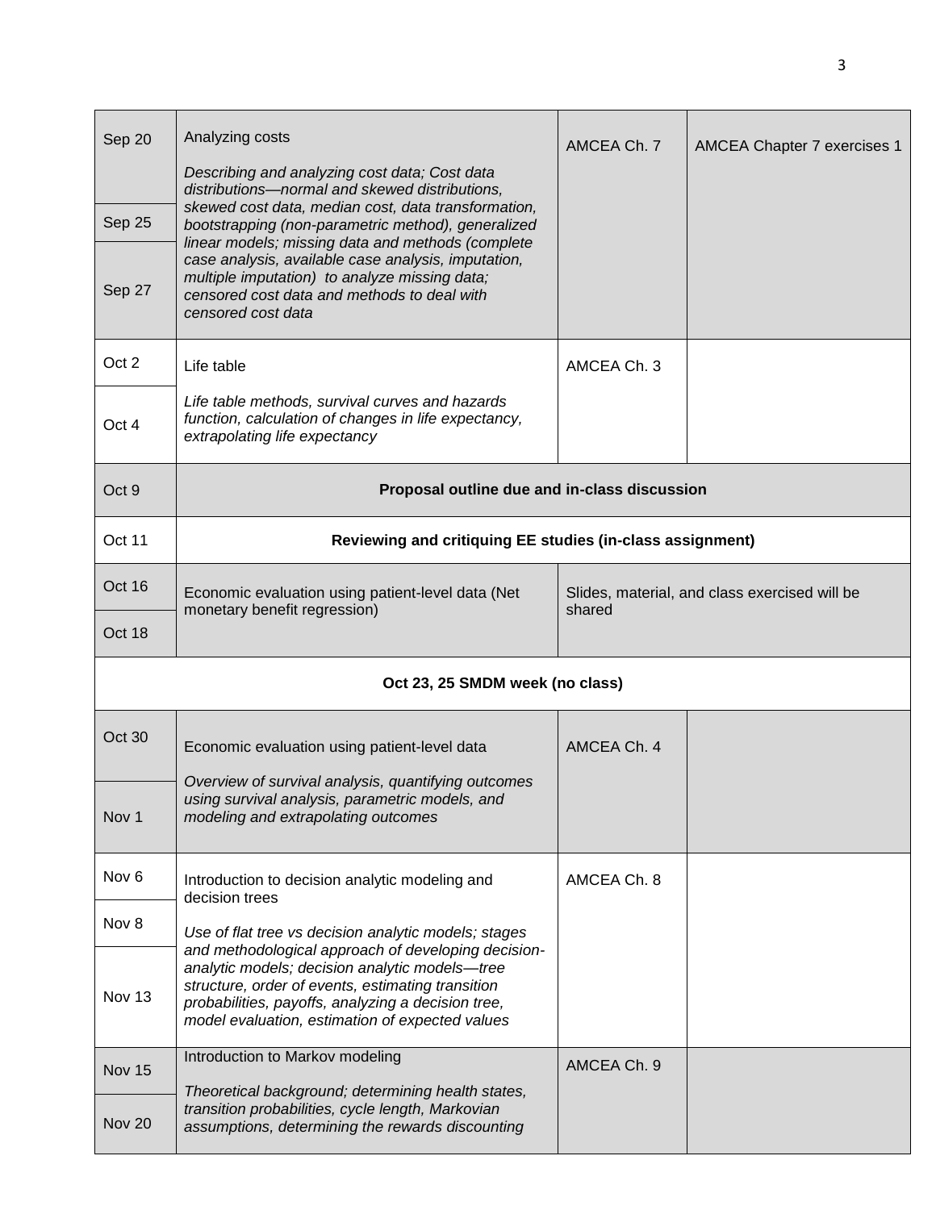| | | | |
|---|---|---|---|
| Sep 20<br>Sep 25<br>Sep 27 | Analyzing costs<br>*Describing and analyzing cost data; Cost data distributions—normal and skewed distributions, skewed cost data, median cost, data transformation, bootstrapping (non-parametric method), generalized linear models; missing data and methods (complete case analysis, available case analysis, imputation, multiple imputation) to analyze missing data; censored cost data and methods to deal with censored cost data* | AMCEA Ch. 7 | AMCEA Chapter 7 exercises 1 |
| Oct 2<br>Oct 4 | Life table<br>*Life table methods, survival curves and hazards function, calculation of changes in life expectancy, extrapolating life expectancy* | AMCEA Ch. 3 | |
| Oct 9 | **Proposal outline due and in-class discussion** | | |
| Oct 11 | **Reviewing and critiquing EE studies (in-class assignment)** | | |
| Oct 16<br>Oct 18 | Economic evaluation using patient-level data (Net monetary benefit regression) | Slides, material, and class exercised will be shared | |
| **Oct 23, 25 SMDM week (no class)** | | | |
| Oct 30<br>Nov 1 | Economic evaluation using patient-level data<br>*Overview of survival analysis, quantifying outcomes using survival analysis, parametric models, and modeling and extrapolating outcomes* | AMCEA Ch. 4 | |
| Nov 6<br>Nov 8<br>Nov 13 | Introduction to decision analytic modeling and decision trees<br>*Use of flat tree vs decision analytic models; stages and methodological approach of developing decision-analytic models; decision analytic models—tree structure, order of events, estimating transition probabilities, payoffs, analyzing a decision tree, model evaluation, estimation of expected values* | AMCEA Ch. 8 | |
| Nov 15<br>Nov 20 | Introduction to Markov modeling<br>*Theoretical background; determining health states, transition probabilities, cycle length, Markovian assumptions, determining the rewards discounting* | AMCEA Ch. 9 | |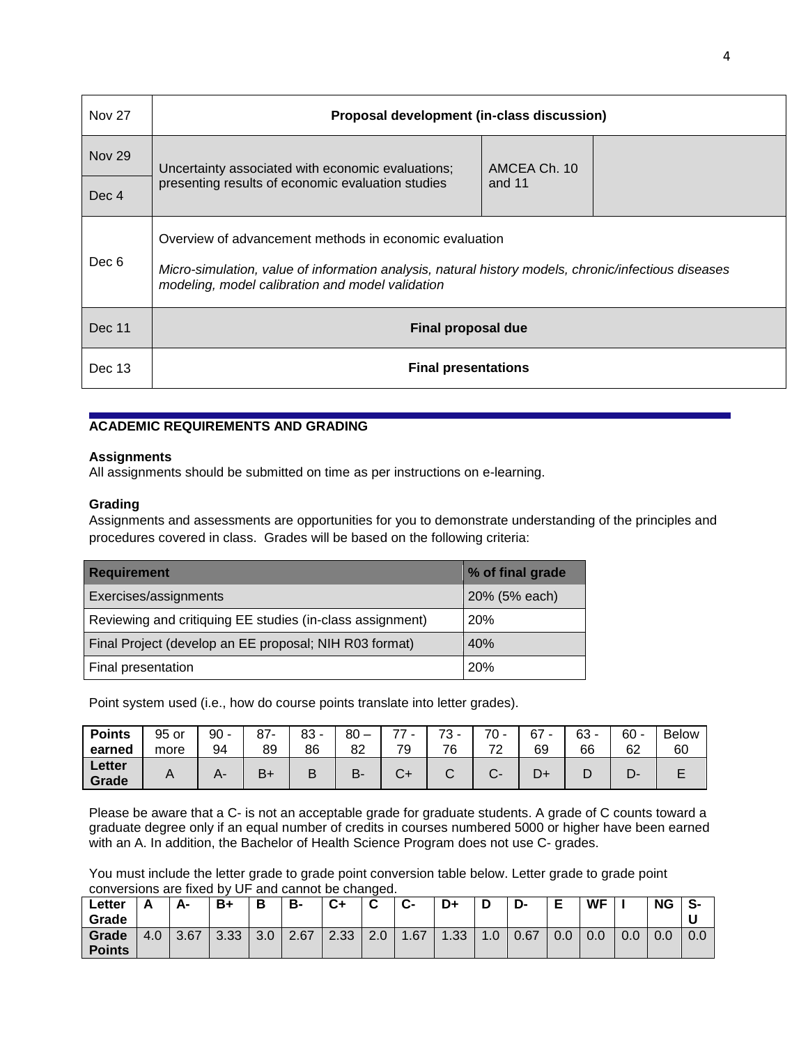| | | | |
|---|---|---|---|
| Nov 27 | **Proposal development (in-class discussion)** | | |
| Nov 29 | Uncertainty associated with economic evaluations; presenting results of economic evaluation studies | AMCEA Ch. 10 and 11 | |
| Dec 4 | | | |
| Dec 6 | Overview of advancement methods in economic evaluation<br>*Micro-simulation, value of information analysis, natural history models, chronic/infectious diseases modeling, model calibration and model validation* | | |
| Dec 11 | **Final proposal due** | | |
| Dec 13 | **Final presentations** | | |

## ACADEMIC REQUIREMENTS AND GRADING

### Assignments

All assignments should be submitted on time as per instructions on e-learning.

### Grading

Assignments and assessments are opportunities for you to demonstrate understanding of the principles and procedures covered in class. Grades will be based on the following criteria:

| Requirement | % of final grade |
|---|---|
| Exercises/assignments | 20% (5% each) |
| Reviewing and critiquing EE studies (in-class assignment) | 20% |
| Final Project (develop an EE proposal; NIH R03 format) | 40% |
| Final presentation | 20% |

Point system used (i.e., how do course points translate into letter grades).

| **Points earned** | 95 or more | 90 - 94 | 87- 89 | 83 - 86 | 80 – 82 | 77 - 79 | 73 - 76 | 70 - 72 | 67 - 69 | 63 - 66 | 60 - 62 | Below 60 |
|---|---|---|---|---|---|---|---|---|---|---|---|---|
| **Letter Grade** | A | A- | B+ | B | B- | C+ | C | C- | D+ | D | D- | E |

Please be aware that a C- is not an acceptable grade for graduate students. A grade of C counts toward a graduate degree only if an equal number of credits in courses numbered 5000 or higher have been earned with an A. In addition, the Bachelor of Health Science Program does not use C- grades.

You must include the letter grade to grade point conversion table below. Letter grade to grade point conversions are fixed by UF and cannot be changed.

| **Letter Grade** | **A** | **A-** | **B+** | **B** | **B-** | **C+** | **C** | **C-** | **D+** | **D** | **D-** | **E** | **WF** | **I** | **NG** | **S-U** |
|---|---|---|---|---|---|---|---|---|---|---|---|---|---|---|---|---|
| **Grade Points** | 4.0 | 3.67 | 3.33 | 3.0 | 2.67 | 2.33 | 2.0 | 1.67 | 1.33 | 1.0 | 0.67 | 0.0 | 0.0 | 0.0 | 0.0 | 0.0 |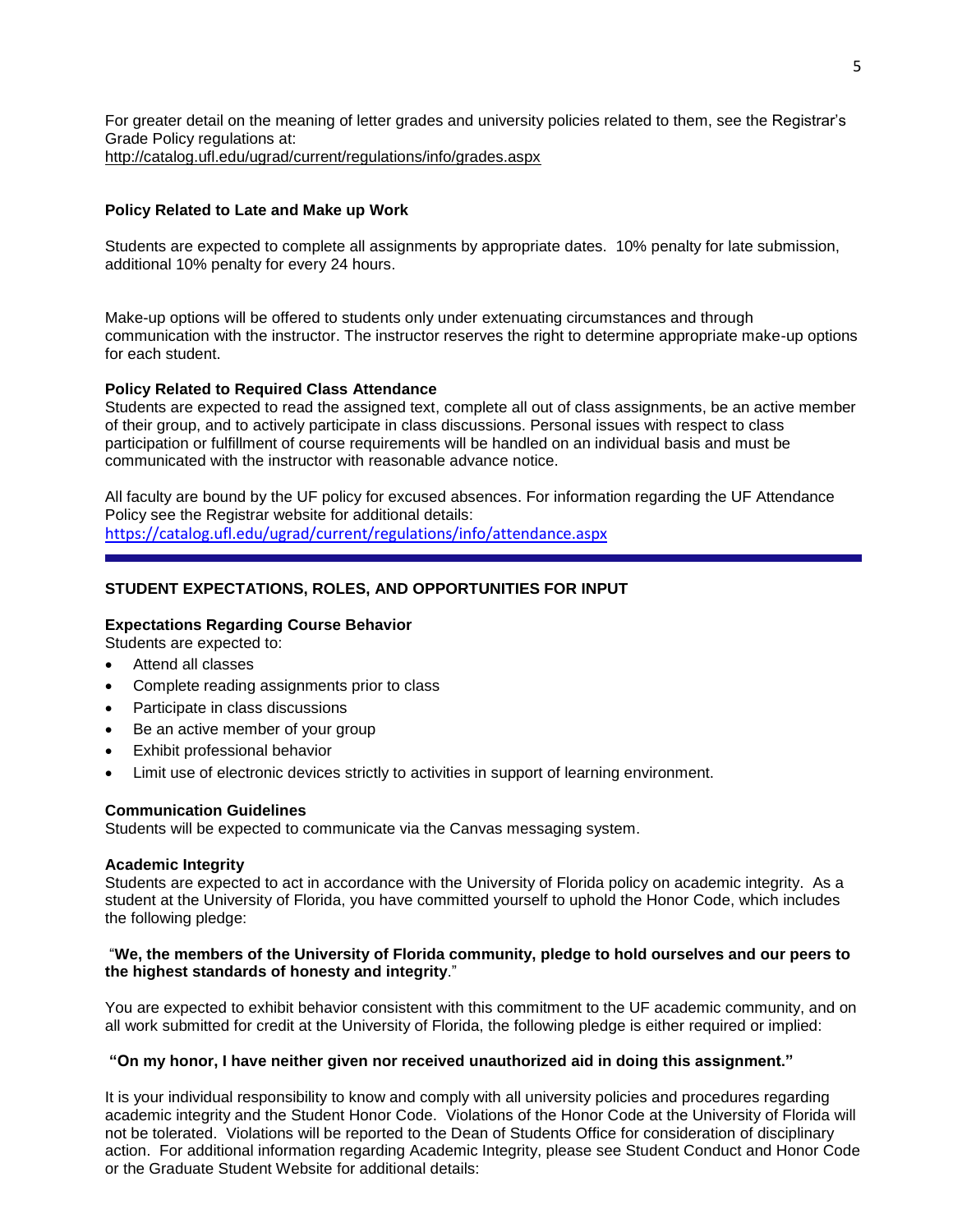For greater detail on the meaning of letter grades and university policies related to them, see the Registrar's Grade Policy regulations at:
http://catalog.ufl.edu/ugrad/current/regulations/info/grades.aspx

**Policy Related to Late and Make up Work**

Students are expected to complete all assignments by appropriate dates. 10% penalty for late submission, additional 10% penalty for every 24 hours.

Make-up options will be offered to students only under extenuating circumstances and through communication with the instructor. The instructor reserves the right to determine appropriate make-up options for each student.

**Policy Related to Required Class Attendance**

Students are expected to read the assigned text, complete all out of class assignments, be an active member of their group, and to actively participate in class discussions. Personal issues with respect to class participation or fulfillment of course requirements will be handled on an individual basis and must be communicated with the instructor with reasonable advance notice.

All faculty are bound by the UF policy for excused absences. For information regarding the UF Attendance Policy see the Registrar website for additional details:
https://catalog.ufl.edu/ugrad/current/regulations/info/attendance.aspx

---

## STUDENT EXPECTATIONS, ROLES, AND OPPORTUNITIES FOR INPUT

**Expectations Regarding Course Behavior**

Students are expected to:

- Attend all classes
- Complete reading assignments prior to class
- Participate in class discussions
- Be an active member of your group
- Exhibit professional behavior
- Limit use of electronic devices strictly to activities in support of learning environment.

**Communication Guidelines**

Students will be expected to communicate via the Canvas messaging system.

**Academic Integrity**

Students are expected to act in accordance with the University of Florida policy on academic integrity. As a student at the University of Florida, you have committed yourself to uphold the Honor Code, which includes the following pledge:

"**We, the members of the University of Florida community, pledge to hold ourselves and our peers to the highest standards of honesty and integrity**."

You are expected to exhibit behavior consistent with this commitment to the UF academic community, and on all work submitted for credit at the University of Florida, the following pledge is either required or implied:

**"On my honor, I have neither given nor received unauthorized aid in doing this assignment."**

It is your individual responsibility to know and comply with all university policies and procedures regarding academic integrity and the Student Honor Code. Violations of the Honor Code at the University of Florida will not be tolerated. Violations will be reported to the Dean of Students Office for consideration of disciplinary action. For additional information regarding Academic Integrity, please see Student Conduct and Honor Code or the Graduate Student Website for additional details: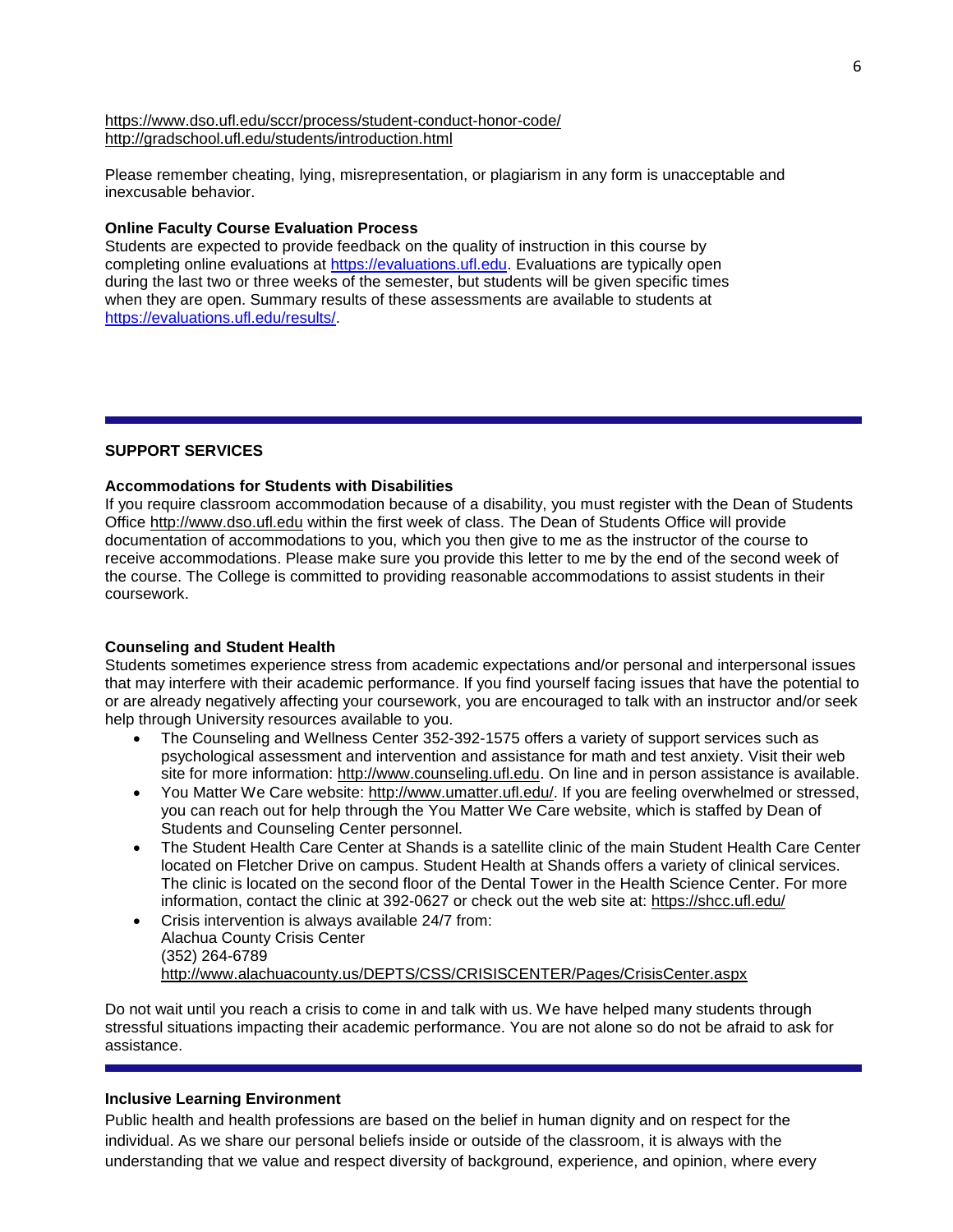https://www.dso.ufl.edu/sccr/process/student-conduct-honor-code/
http://gradschool.ufl.edu/students/introduction.html

Please remember cheating, lying, misrepresentation, or plagiarism in any form is unacceptable and inexcusable behavior.

**Online Faculty Course Evaluation Process**

Students are expected to provide feedback on the quality of instruction in this course by completing online evaluations at https://evaluations.ufl.edu. Evaluations are typically open during the last two or three weeks of the semester, but students will be given specific times when they are open. Summary results of these assessments are available to students at https://evaluations.ufl.edu/results/.

---

**SUPPORT SERVICES**

**Accommodations for Students with Disabilities**

If you require classroom accommodation because of a disability, you must register with the Dean of Students Office http://www.dso.ufl.edu within the first week of class. The Dean of Students Office will provide documentation of accommodations to you, which you then give to me as the instructor of the course to receive accommodations. Please make sure you provide this letter to me by the end of the second week of the course. The College is committed to providing reasonable accommodations to assist students in their coursework.

**Counseling and Student Health**

Students sometimes experience stress from academic expectations and/or personal and interpersonal issues that may interfere with their academic performance. If you find yourself facing issues that have the potential to or are already negatively affecting your coursework, you are encouraged to talk with an instructor and/or seek help through University resources available to you.

- The Counseling and Wellness Center 352-392-1575 offers a variety of support services such as psychological assessment and intervention and assistance for math and test anxiety. Visit their web site for more information: http://www.counseling.ufl.edu. On line and in person assistance is available.
- You Matter We Care website: http://www.umatter.ufl.edu/. If you are feeling overwhelmed or stressed, you can reach out for help through the You Matter We Care website, which is staffed by Dean of Students and Counseling Center personnel.
- The Student Health Care Center at Shands is a satellite clinic of the main Student Health Care Center located on Fletcher Drive on campus. Student Health at Shands offers a variety of clinical services. The clinic is located on the second floor of the Dental Tower in the Health Science Center. For more information, contact the clinic at 392-0627 or check out the web site at: https://shcc.ufl.edu/
- Crisis intervention is always available 24/7 from:
  Alachua County Crisis Center
  (352) 264-6789
  http://www.alachuacounty.us/DEPTS/CSS/CRISISCENTER/Pages/CrisisCenter.aspx

Do not wait until you reach a crisis to come in and talk with us. We have helped many students through stressful situations impacting their academic performance. You are not alone so do not be afraid to ask for assistance.

---

**Inclusive Learning Environment**

Public health and health professions are based on the belief in human dignity and on respect for the individual. As we share our personal beliefs inside or outside of the classroom, it is always with the understanding that we value and respect diversity of background, experience, and opinion, where every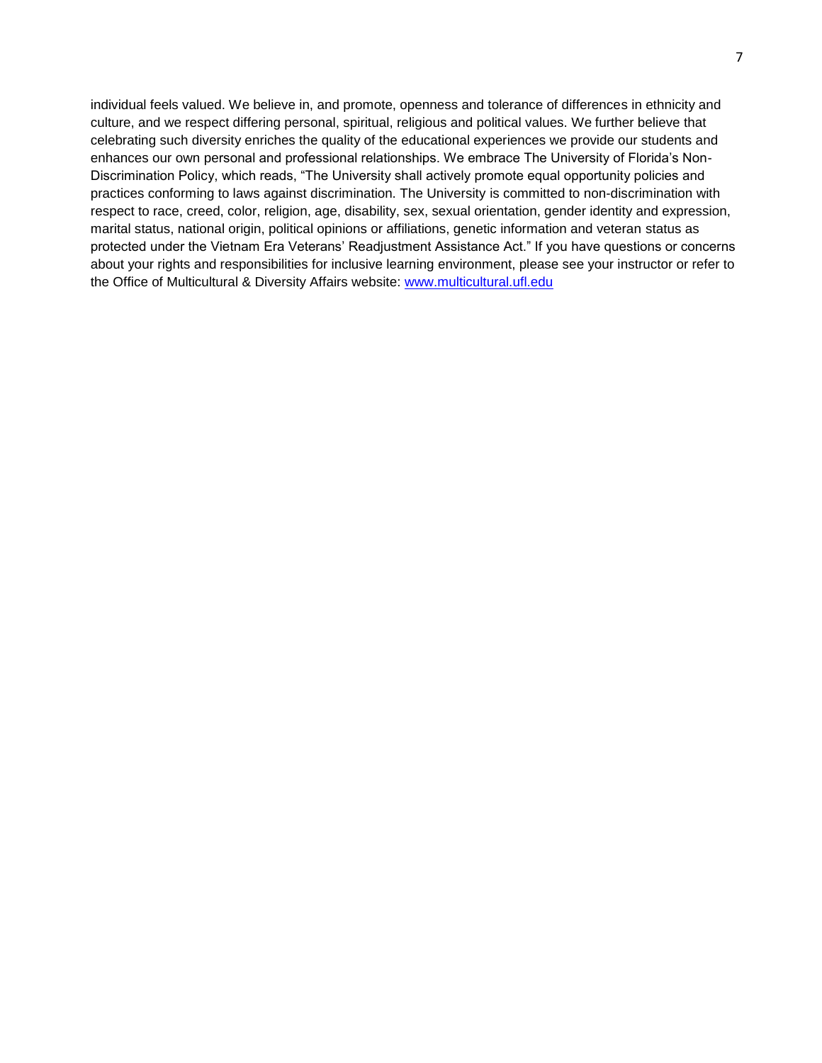individual feels valued. We believe in, and promote, openness and tolerance of differences in ethnicity and culture, and we respect differing personal, spiritual, religious and political values. We further believe that celebrating such diversity enriches the quality of the educational experiences we provide our students and enhances our own personal and professional relationships. We embrace The University of Florida's Non-Discrimination Policy, which reads, "The University shall actively promote equal opportunity policies and practices conforming to laws against discrimination. The University is committed to non-discrimination with respect to race, creed, color, religion, age, disability, sex, sexual orientation, gender identity and expression, marital status, national origin, political opinions or affiliations, genetic information and veteran status as protected under the Vietnam Era Veterans' Readjustment Assistance Act." If you have questions or concerns about your rights and responsibilities for inclusive learning environment, please see your instructor or refer to the Office of Multicultural & Diversity Affairs website: [www.multicultural.ufl.edu](http://www.multicultural.ufl.edu)